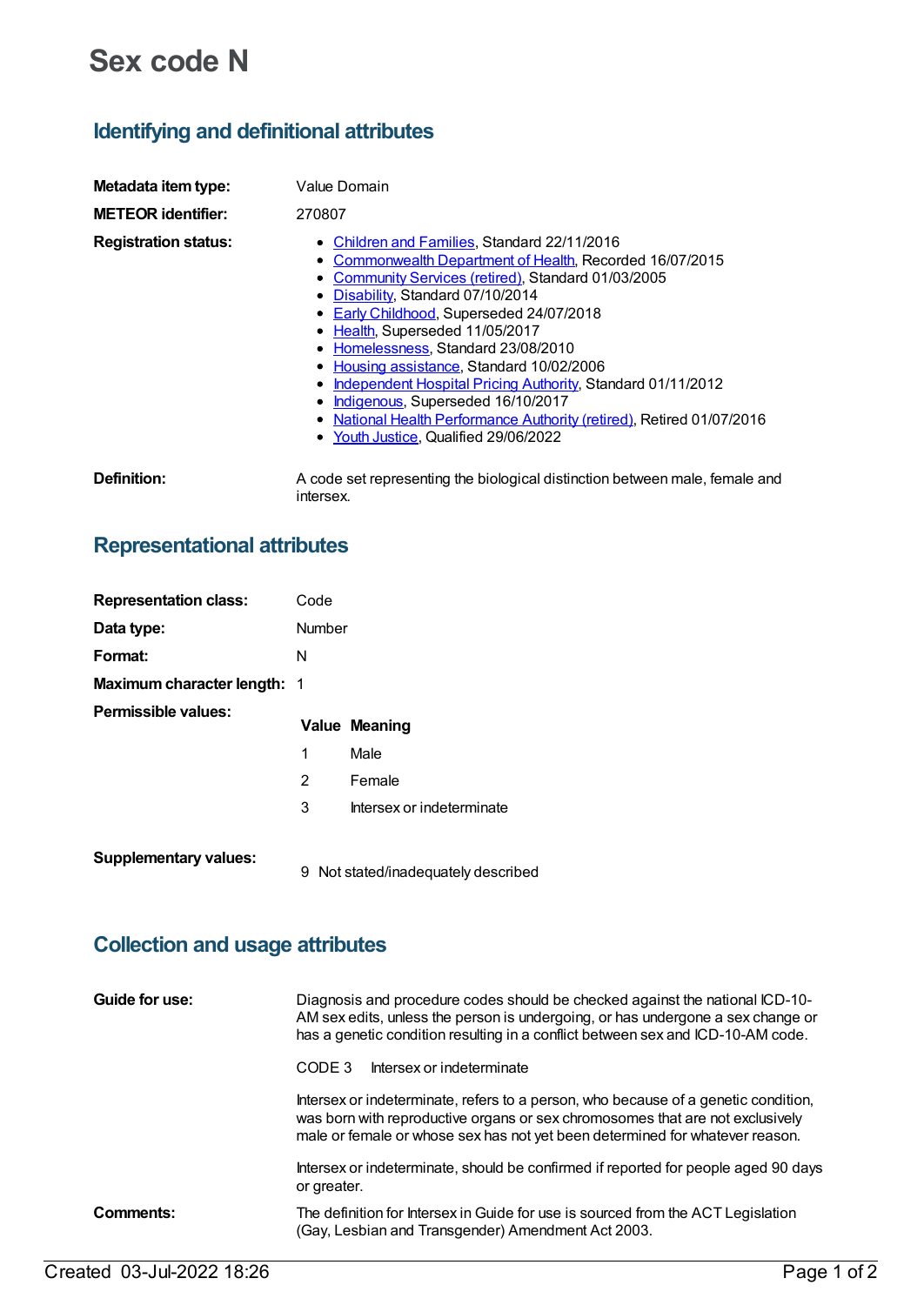# Sex code N

## Identifying and definitional attributes

| | |
|---|---|
| **Metadata item type:** | Value Domain |
| **METEOR identifier:** | 270807 |
| **Registration status:** | <ul><li>Children and Families, Standard 22/11/2016</li><li>Commonwealth Department of Health, Recorded 16/07/2015</li><li>Community Services (retired), Standard 01/03/2005</li><li>Disability, Standard 07/10/2014</li><li>Early Childhood, Superseded 24/07/2018</li><li>Health, Superseded 11/05/2017</li><li>Homelessness, Standard 23/08/2010</li><li>Housing assistance, Standard 10/02/2006</li><li>Independent Hospital Pricing Authority, Standard 01/11/2012</li><li>Indigenous, Superseded 16/10/2017</li><li>National Health Performance Authority (retired), Retired 01/07/2016</li><li>Youth Justice, Qualified 29/06/2022</li></ul> |
| **Definition:** | A code set representing the biological distinction between male, female and intersex. |

## Representational attributes

| | |
|---|---|
| **Representation class:** | Code |
| **Data type:** | Number |
| **Format:** | N |
| **Maximum character length:** | 1 |

**Permissible values:**

| Value | Meaning |
|---|---|
| 1 | Male |
| 2 | Female |
| 3 | Intersex or indeterminate |

**Supplementary values:**

| Value | Meaning |
|---|---|
| 9 | Not stated/inadequately described |

## Collection and usage attributes

**Guide for use:**

Diagnosis and procedure codes should be checked against the national ICD-10-AM sex edits, unless the person is undergoing, or has undergone a sex change or has a genetic condition resulting in a conflict between sex and ICD-10-AM code.

CODE 3 Intersex or indeterminate

Intersex or indeterminate, refers to a person, who because of a genetic condition, was born with reproductive organs or sex chromosomes that are not exclusively male or female or whose sex has not yet been determined for whatever reason.

Intersex or indeterminate, should be confirmed if reported for people aged 90 days or greater.

**Comments:**

The definition for Intersex in Guide for use is sourced from the ACT Legislation (Gay, Lesbian and Transgender) Amendment Act 2003.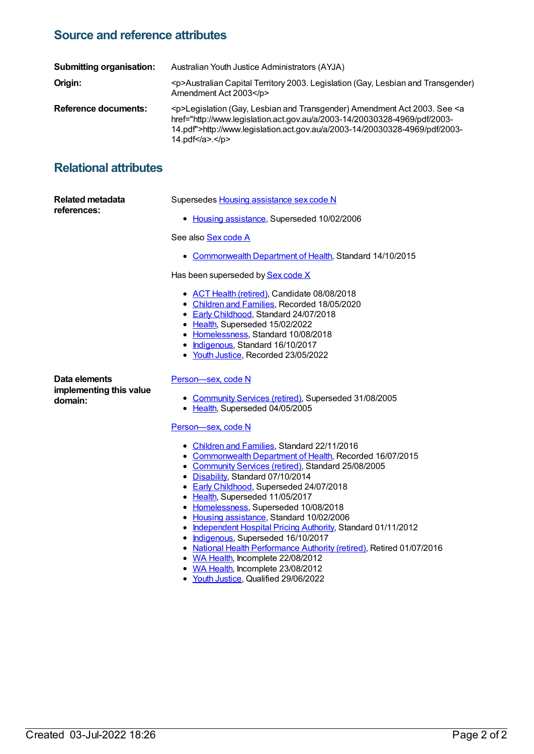## Source and reference attributes

**Submitting organisation:** Australian Youth Justice Administrators (AYJA)

**Origin:** <p>Australian Capital Territory 2003. Legislation (Gay, Lesbian and Transgender) Amendment Act 2003</p>

**Reference documents:** <p>Legislation (Gay, Lesbian and Transgender) Amendment Act 2003. See <a href="http://www.legislation.act.gov.au/a/2003-14/20030328-4969/pdf/2003-14.pdf">http://www.legislation.act.gov.au/a/2003-14/20030328-4969/pdf/2003-14.pdf</a>.</p>

## Relational attributes

**Related metadata references:**

Supersedes Housing assistance sex code N

- Housing assistance, Superseded 10/02/2006

See also Sex code A

- Commonwealth Department of Health, Standard 14/10/2015

Has been superseded by Sex code X

- ACT Health (retired), Candidate 08/08/2018
- Children and Families, Recorded 18/05/2020
- Early Childhood, Standard 24/07/2018
- Health, Superseded 15/02/2022
- Homelessness, Standard 10/08/2018
- Indigenous, Standard 16/10/2017
- Youth Justice, Recorded 23/05/2022

**Data elements implementing this value domain:**

Person—sex, code N

- Community Services (retired), Superseded 31/08/2005
- Health, Superseded 04/05/2005

Person—sex, code N

- Children and Families, Standard 22/11/2016
- Commonwealth Department of Health, Recorded 16/07/2015
- Community Services (retired), Standard 25/08/2005
- Disability, Standard 07/10/2014
- Early Childhood, Superseded 24/07/2018
- Health, Superseded 11/05/2017
- Homelessness, Superseded 10/08/2018
- Housing assistance, Standard 10/02/2006
- Independent Hospital Pricing Authority, Standard 01/11/2012
- Indigenous, Superseded 16/10/2017
- National Health Performance Authority (retired), Retired 01/07/2016
- WA Health, Incomplete 22/08/2012
- WA Health, Incomplete 23/08/2012
- Youth Justice, Qualified 29/06/2022